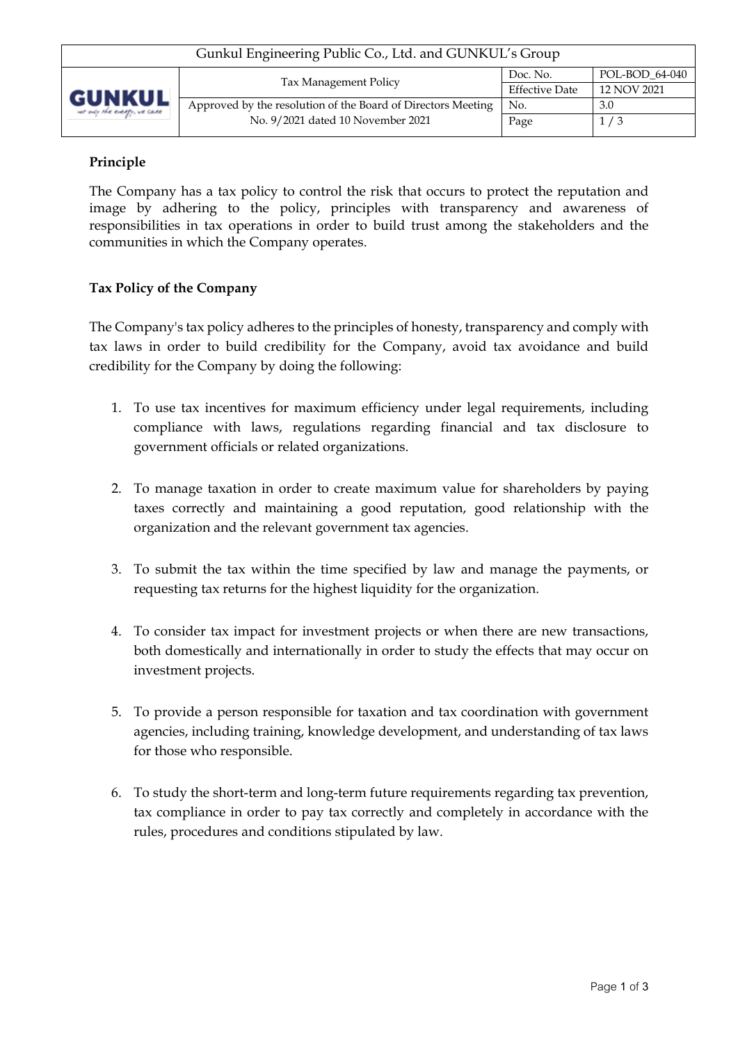| Gunkul Engineering Public Co., Ltd. and GUNKUL's Group | | | |
|---|---|---|---|
| GUNKUL | Tax Management Policy | Doc. No. | POL-BOD_64-040 |
| | | Effective Date | 12 NOV 2021 |
| | Approved by the resolution of the Board of Directors Meeting No. 9/2021 dated 10 November 2021 | No. | 3.0 |
| | | Page | 1 / 3 |

**Principle**

The Company has a tax policy to control the risk that occurs to protect the reputation and image by adhering to the policy, principles with transparency and awareness of responsibilities in tax operations in order to build trust among the stakeholders and the communities in which the Company operates.

**Tax Policy of the Company**

The Company's tax policy adheres to the principles of honesty, transparency and comply with tax laws in order to build credibility for the Company, avoid tax avoidance and build credibility for the Company by doing the following:

1. To use tax incentives for maximum efficiency under legal requirements, including compliance with laws, regulations regarding financial and tax disclosure to government officials or related organizations.

2. To manage taxation in order to create maximum value for shareholders by paying taxes correctly and maintaining a good reputation, good relationship with the organization and the relevant government tax agencies.

3. To submit the tax within the time specified by law and manage the payments, or requesting tax returns for the highest liquidity for the organization.

4. To consider tax impact for investment projects or when there are new transactions, both domestically and internationally in order to study the effects that may occur on investment projects.

5. To provide a person responsible for taxation and tax coordination with government agencies, including training, knowledge development, and understanding of tax laws for those who responsible.

6. To study the short-term and long-term future requirements regarding tax prevention, tax compliance in order to pay tax correctly and completely in accordance with the rules, procedures and conditions stipulated by law.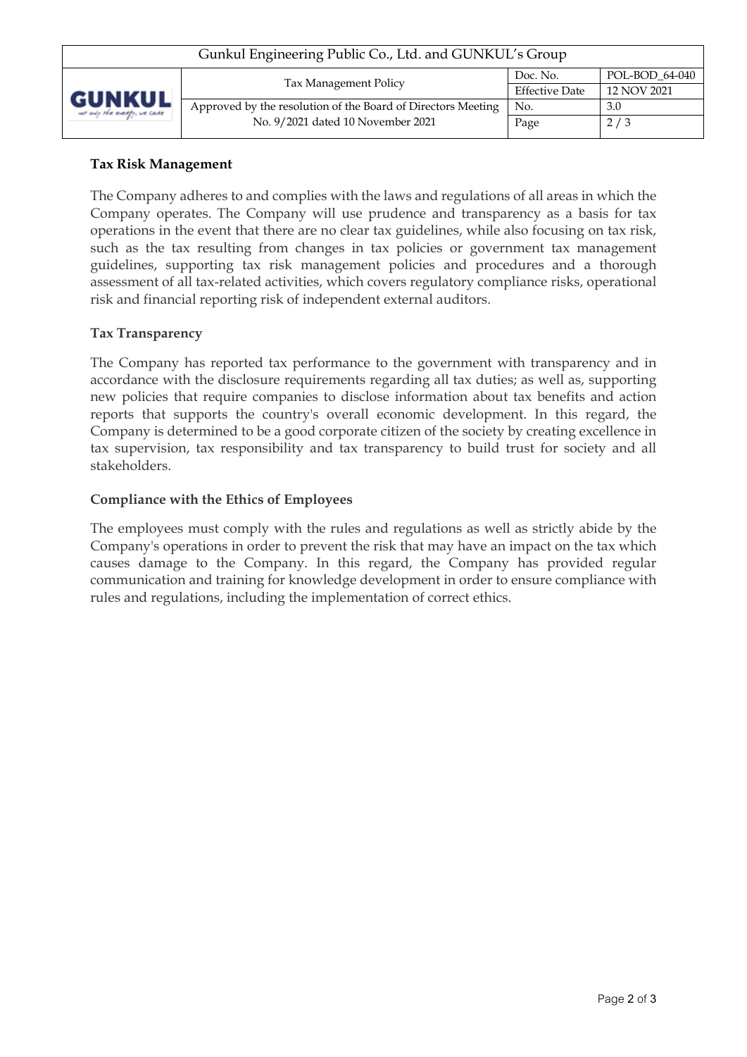## Tax Risk Management

The Company adheres to and complies with the laws and regulations of all areas in which the Company operates. The Company will use prudence and transparency as a basis for tax operations in the event that there are no clear tax guidelines, while also focusing on tax risk, such as the tax resulting from changes in tax policies or government tax management guidelines, supporting tax risk management policies and procedures and a thorough assessment of all tax-related activities, which covers regulatory compliance risks, operational risk and financial reporting risk of independent external auditors.

## Tax Transparency

The Company has reported tax performance to the government with transparency and in accordance with the disclosure requirements regarding all tax duties; as well as, supporting new policies that require companies to disclose information about tax benefits and action reports that supports the country's overall economic development. In this regard, the Company is determined to be a good corporate citizen of the society by creating excellence in tax supervision, tax responsibility and tax transparency to build trust for society and all stakeholders.

## Compliance with the Ethics of Employees

The employees must comply with the rules and regulations as well as strictly abide by the Company's operations in order to prevent the risk that may have an impact on the tax which causes damage to the Company. In this regard, the Company has provided regular communication and training for knowledge development in order to ensure compliance with rules and regulations, including the implementation of correct ethics.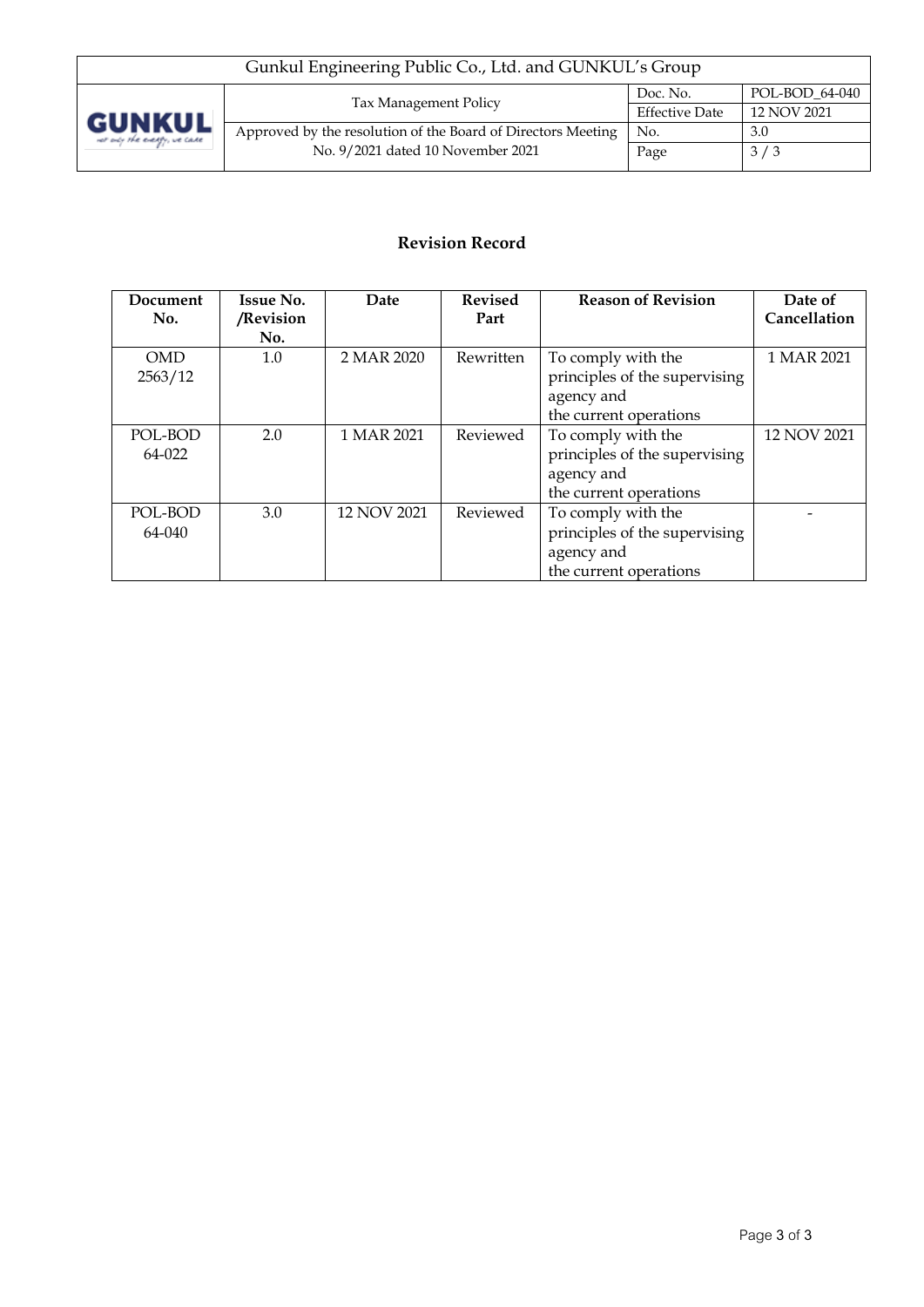## Revision Record

| Document No. | Issue No. /Revision No. | Date | Revised Part | Reason of Revision | Date of Cancellation |
|---|---|---|---|---|---|
| OMD 2563/12 | 1.0 | 2 MAR 2020 | Rewritten | To comply with the principles of the supervising agency and the current operations | 1 MAR 2021 |
| POL-BOD 64-022 | 2.0 | 1 MAR 2021 | Reviewed | To comply with the principles of the supervising agency and the current operations | 12 NOV 2021 |
| POL-BOD 64-040 | 3.0 | 12 NOV 2021 | Reviewed | To comply with the principles of the supervising agency and the current operations | - |